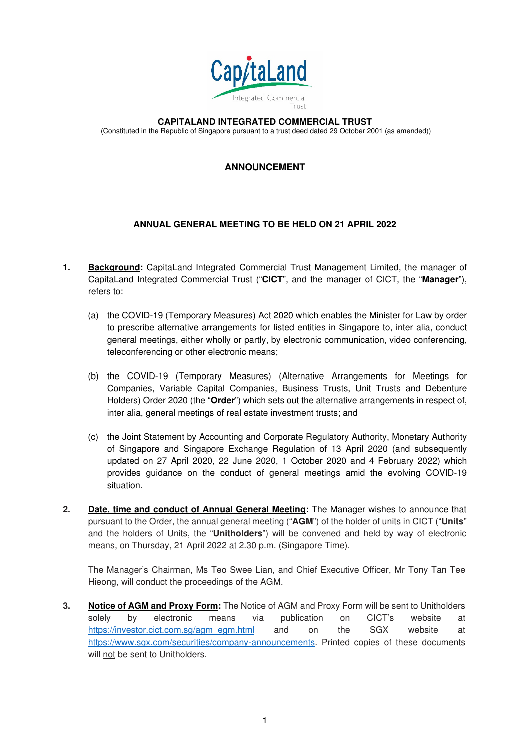**CAPITALAND INTEGRATED COMMERCIAL TRUST**

(Constituted in the Republic of Singapore pursuant to a trust deed dated 29 October 2001 (as amended))

# ANNOUNCEMENT

## ANNUAL GENERAL MEETING TO BE HELD ON 21 APRIL 2022

1. **Background:** CapitaLand Integrated Commercial Trust Management Limited, the manager of CapitaLand Integrated Commercial Trust ("**CICT**", and the manager of CICT, the "**Manager**"), refers to:

   (a) the COVID-19 (Temporary Measures) Act 2020 which enables the Minister for Law by order to prescribe alternative arrangements for listed entities in Singapore to, inter alia, conduct general meetings, either wholly or partly, by electronic communication, video conferencing, teleconferencing or other electronic means;

   (b) the COVID-19 (Temporary Measures) (Alternative Arrangements for Meetings for Companies, Variable Capital Companies, Business Trusts, Unit Trusts and Debenture Holders) Order 2020 (the "**Order**") which sets out the alternative arrangements in respect of, inter alia, general meetings of real estate investment trusts; and

   (c) the Joint Statement by Accounting and Corporate Regulatory Authority, Monetary Authority of Singapore and Singapore Exchange Regulation of 13 April 2020 (and subsequently updated on 27 April 2020, 22 June 2020, 1 October 2020 and 4 February 2022) which provides guidance on the conduct of general meetings amid the evolving COVID-19 situation.

2. **Date, time and conduct of Annual General Meeting:** The Manager wishes to announce that pursuant to the Order, the annual general meeting ("**AGM**") of the holder of units in CICT ("**Units**" and the holders of Units, the "**Unitholders**") will be convened and held by way of electronic means, on Thursday, 21 April 2022 at 2.30 p.m. (Singapore Time).

   The Manager's Chairman, Ms Teo Swee Lian, and Chief Executive Officer, Mr Tony Tan Tee Hieong, will conduct the proceedings of the AGM.

3. **Notice of AGM and Proxy Form:** The Notice of AGM and Proxy Form will be sent to Unitholders solely by electronic means via publication on CICT's website at https://investor.cict.com.sg/agm_egm.html and on the SGX website at https://www.sgx.com/securities/company-announcements. Printed copies of these documents will not be sent to Unitholders.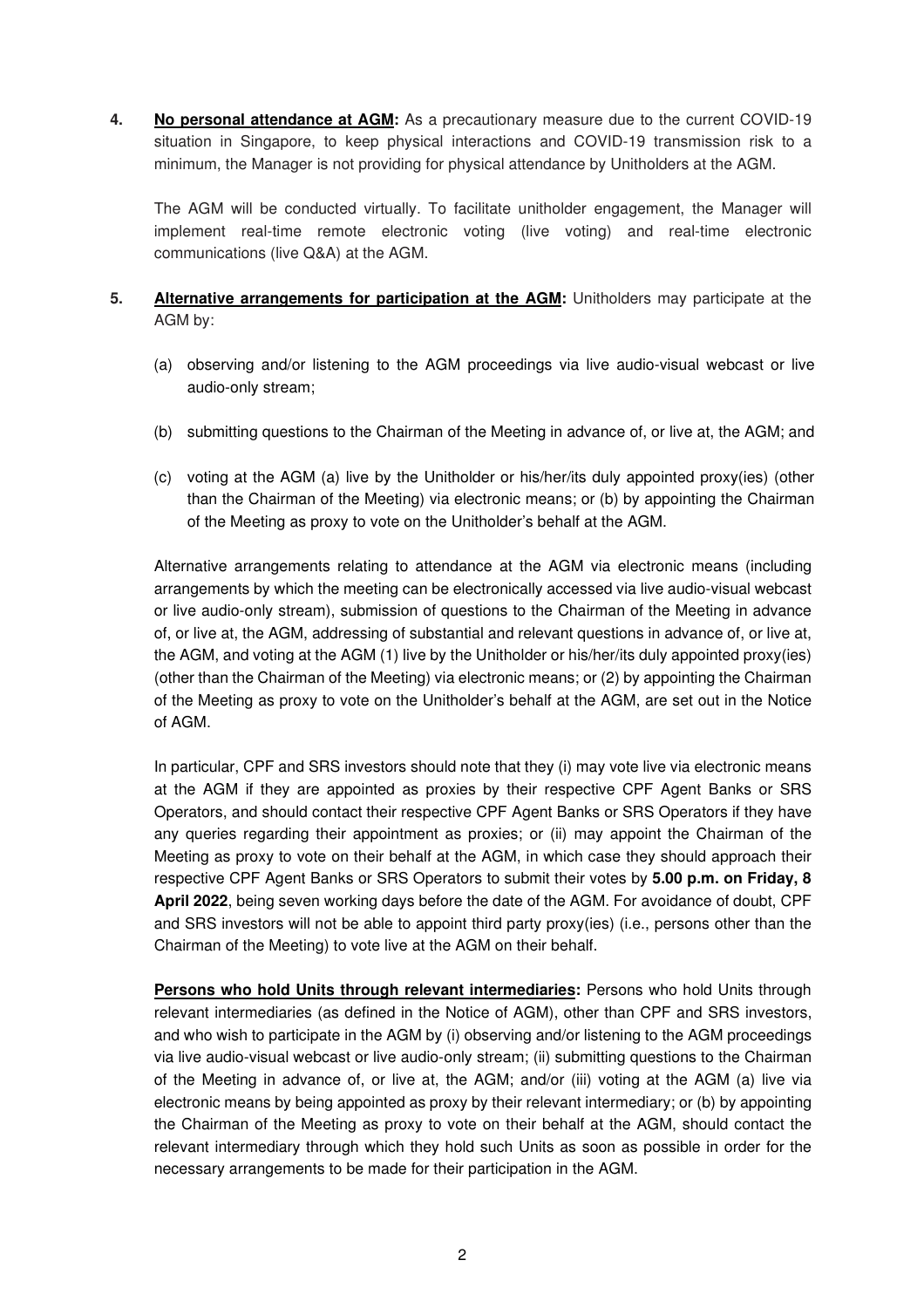4. **No personal attendance at AGM:** As a precautionary measure due to the current COVID-19 situation in Singapore, to keep physical interactions and COVID-19 transmission risk to a minimum, the Manager is not providing for physical attendance by Unitholders at the AGM.

   The AGM will be conducted virtually. To facilitate unitholder engagement, the Manager will implement real-time remote electronic voting (live voting) and real-time electronic communications (live Q&A) at the AGM.

5. **Alternative arrangements for participation at the AGM:** Unitholders may participate at the AGM by:

   (a) observing and/or listening to the AGM proceedings via live audio-visual webcast or live audio-only stream;

   (b) submitting questions to the Chairman of the Meeting in advance of, or live at, the AGM; and

   (c) voting at the AGM (a) live by the Unitholder or his/her/its duly appointed proxy(ies) (other than the Chairman of the Meeting) via electronic means; or (b) by appointing the Chairman of the Meeting as proxy to vote on the Unitholder's behalf at the AGM.

   Alternative arrangements relating to attendance at the AGM via electronic means (including arrangements by which the meeting can be electronically accessed via live audio-visual webcast or live audio-only stream), submission of questions to the Chairman of the Meeting in advance of, or live at, the AGM, addressing of substantial and relevant questions in advance of, or live at, the AGM, and voting at the AGM (1) live by the Unitholder or his/her/its duly appointed proxy(ies) (other than the Chairman of the Meeting) via electronic means; or (2) by appointing the Chairman of the Meeting as proxy to vote on the Unitholder's behalf at the AGM, are set out in the Notice of AGM.

   In particular, CPF and SRS investors should note that they (i) may vote live via electronic means at the AGM if they are appointed as proxies by their respective CPF Agent Banks or SRS Operators, and should contact their respective CPF Agent Banks or SRS Operators if they have any queries regarding their appointment as proxies; or (ii) may appoint the Chairman of the Meeting as proxy to vote on their behalf at the AGM, in which case they should approach their respective CPF Agent Banks or SRS Operators to submit their votes by **5.00 p.m. on Friday, 8 April 2022**, being seven working days before the date of the AGM. For avoidance of doubt, CPF and SRS investors will not be able to appoint third party proxy(ies) (i.e., persons other than the Chairman of the Meeting) to vote live at the AGM on their behalf.

   **Persons who hold Units through relevant intermediaries:** Persons who hold Units through relevant intermediaries (as defined in the Notice of AGM), other than CPF and SRS investors, and who wish to participate in the AGM by (i) observing and/or listening to the AGM proceedings via live audio-visual webcast or live audio-only stream; (ii) submitting questions to the Chairman of the Meeting in advance of, or live at, the AGM; and/or (iii) voting at the AGM (a) live via electronic means by being appointed as proxy by their relevant intermediary; or (b) by appointing the Chairman of the Meeting as proxy to vote on their behalf at the AGM, should contact the relevant intermediary through which they hold such Units as soon as possible in order for the necessary arrangements to be made for their participation in the AGM.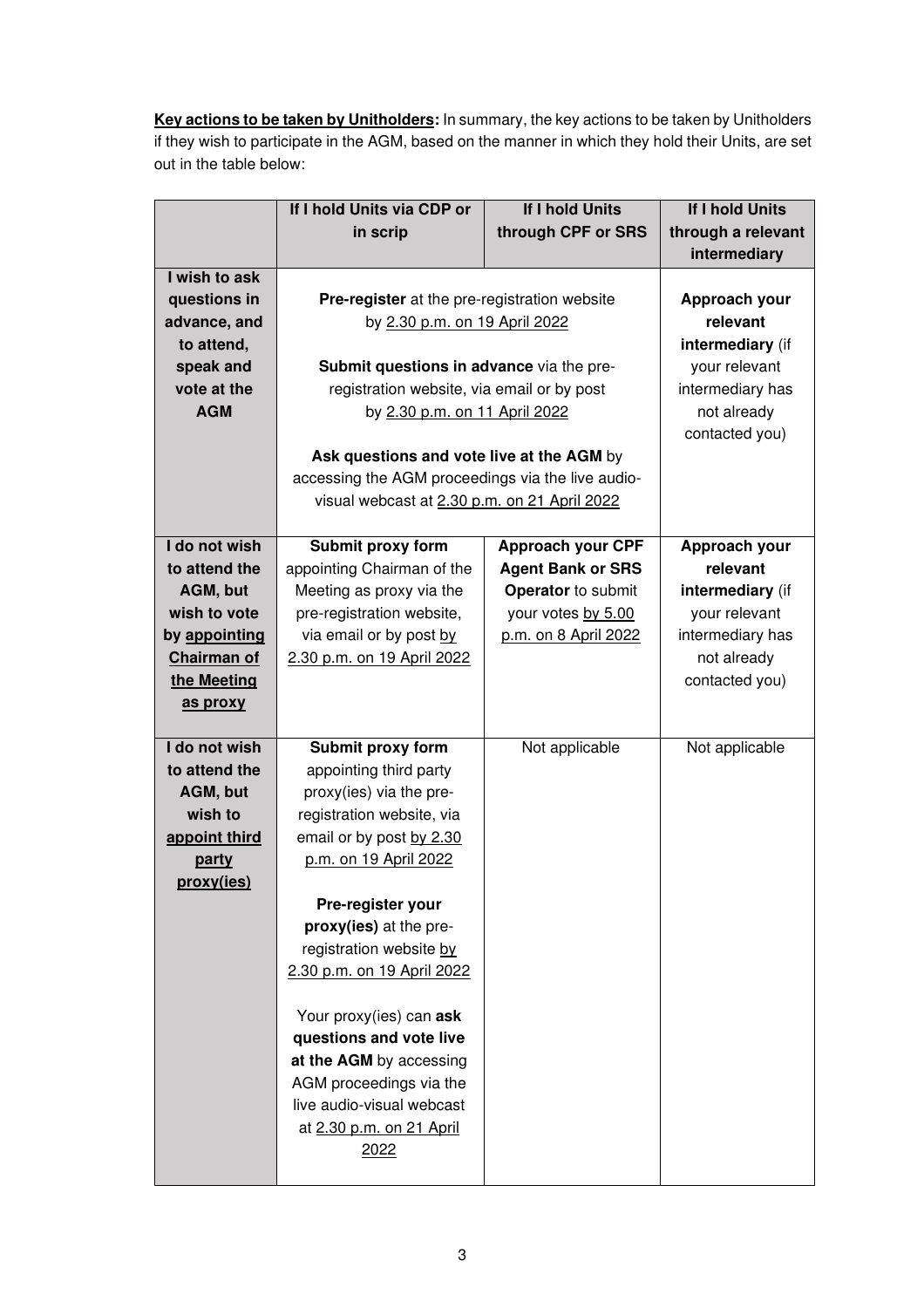**Key actions to be taken by Unitholders:** In summary, the key actions to be taken by Unitholders if they wish to participate in the AGM, based on the manner in which they hold their Units, are set out in the table below:

| | If I hold Units via CDP or in scrip | If I hold Units through CPF or SRS | If I hold Units through a relevant intermediary |
|---|---|---|---|
| **I wish to ask questions in advance, and to attend, speak and vote at the AGM** | **Pre-register** at the pre-registration website by 2.30 p.m. on 19 April 2022<br><br>**Submit questions in advance** via the pre-registration website, via email or by post by 2.30 p.m. on 11 April 2022<br><br>**Ask questions and vote live at the AGM** by accessing the AGM proceedings via the live audio-visual webcast at 2.30 p.m. on 21 April 2022 | | **Approach your relevant intermediary** (if your relevant intermediary has not already contacted you) |
| **I do not wish to attend the AGM, but wish to vote by appointing Chairman of the Meeting as proxy** | **Submit proxy form** appointing Chairman of the Meeting as proxy via the pre-registration website, via email or by post by 2.30 p.m. on 19 April 2022 | **Approach your CPF Agent Bank or SRS Operator** to submit your votes by 5.00 p.m. on 8 April 2022 | **Approach your relevant intermediary** (if your relevant intermediary has not already contacted you) |
| **I do not wish to attend the AGM, but wish to appoint third party proxy(ies)** | **Submit proxy form** appointing third party proxy(ies) via the pre-registration website, via email or by post by 2.30 p.m. on 19 April 2022<br><br>**Pre-register your proxy(ies)** at the pre-registration website by 2.30 p.m. on 19 April 2022<br><br>Your proxy(ies) can **ask questions and vote live at the AGM** by accessing AGM proceedings via the live audio-visual webcast at 2.30 p.m. on 21 April 2022 | Not applicable | Not applicable |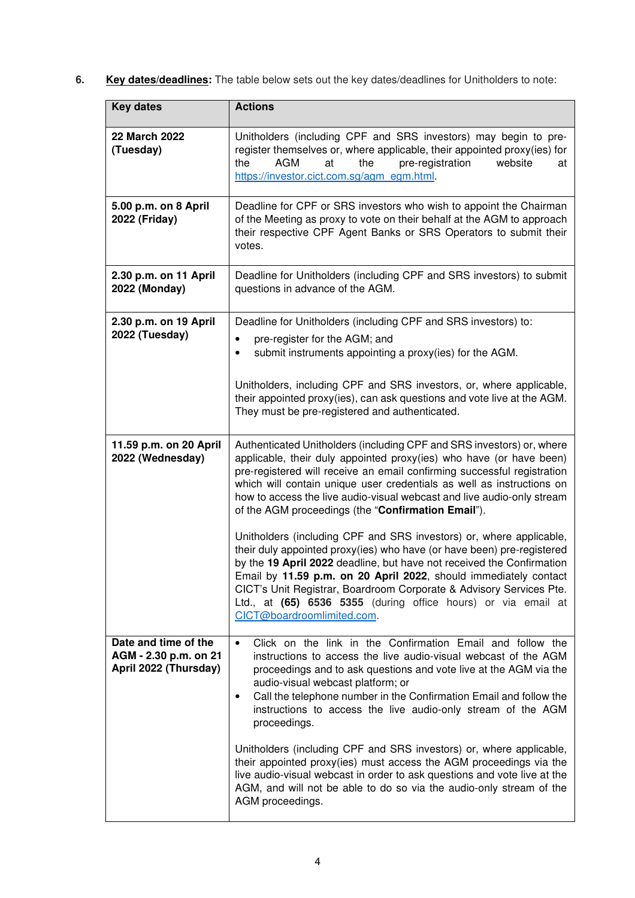6. **Key dates/deadlines:** The table below sets out the key dates/deadlines for Unitholders to note:

| Key dates | Actions |
| --- | --- |
| **22 March 2022 (Tuesday)** | Unitholders (including CPF and SRS investors) may begin to pre-register themselves or, where applicable, their appointed proxy(ies) for the AGM at the pre-registration website at https://investor.cict.com.sg/agm_egm.html. |
| **5.00 p.m. on 8 April 2022 (Friday)** | Deadline for CPF or SRS investors who wish to appoint the Chairman of the Meeting as proxy to vote on their behalf at the AGM to approach their respective CPF Agent Banks or SRS Operators to submit their votes. |
| **2.30 p.m. on 11 April 2022 (Monday)** | Deadline for Unitholders (including CPF and SRS investors) to submit questions in advance of the AGM. |
| **2.30 p.m. on 19 April 2022 (Tuesday)** | Deadline for Unitholders (including CPF and SRS investors) to:<br>• pre-register for the AGM; and<br>• submit instruments appointing a proxy(ies) for the AGM.<br><br>Unitholders, including CPF and SRS investors, or, where applicable, their appointed proxy(ies), can ask questions and vote live at the AGM. They must be pre-registered and authenticated. |
| **11.59 p.m. on 20 April 2022 (Wednesday)** | Authenticated Unitholders (including CPF and SRS investors) or, where applicable, their duly appointed proxy(ies) who have (or have been) pre-registered will receive an email confirming successful registration which will contain unique user credentials as well as instructions on how to access the live audio-visual webcast and live audio-only stream of the AGM proceedings (the "**Confirmation Email**").<br><br>Unitholders (including CPF and SRS investors) or, where applicable, their duly appointed proxy(ies) who have (or have been) pre-registered by the **19 April 2022** deadline, but have not received the Confirmation Email by **11.59 p.m. on 20 April 2022**, should immediately contact CICT's Unit Registrar, Boardroom Corporate & Advisory Services Pte. Ltd., at **(65) 6536 5355** (during office hours) or via email at CICT@boardroomlimited.com. |
| **Date and time of the AGM - 2.30 p.m. on 21 April 2022 (Thursday)** | • Click on the link in the Confirmation Email and follow the instructions to access the live audio-visual webcast of the AGM proceedings and to ask questions and vote live at the AGM via the audio-visual webcast platform; or<br>• Call the telephone number in the Confirmation Email and follow the instructions to access the live audio-only stream of the AGM proceedings.<br><br>Unitholders (including CPF and SRS investors) or, where applicable, their appointed proxy(ies) must access the AGM proceedings via the live audio-visual webcast in order to ask questions and vote live at the AGM, and will not be able to do so via the audio-only stream of the AGM proceedings. |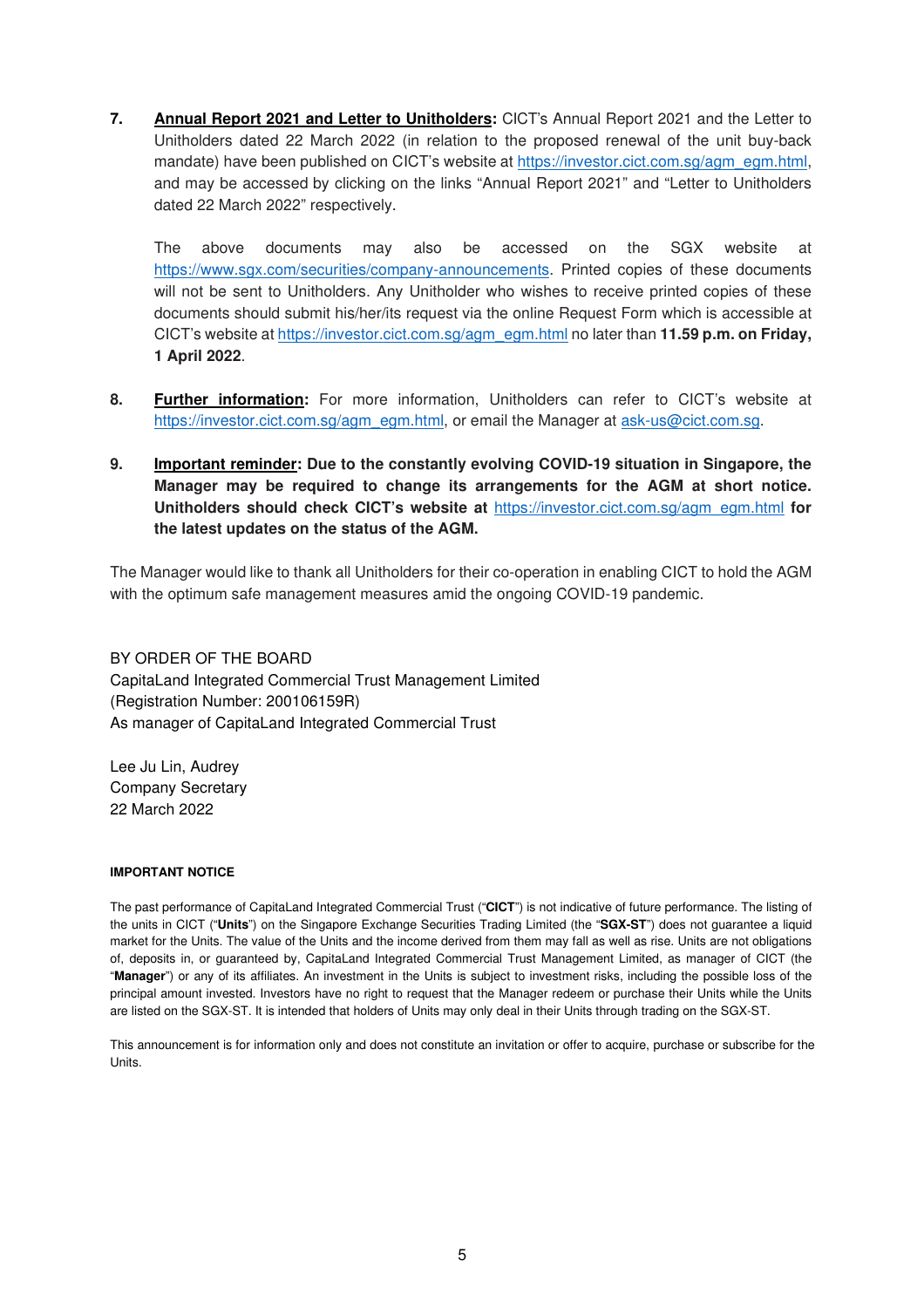7. **Annual Report 2021 and Letter to Unitholders:** CICT's Annual Report 2021 and the Letter to Unitholders dated 22 March 2022 (in relation to the proposed renewal of the unit buy-back mandate) have been published on CICT's website at https://investor.cict.com.sg/agm_egm.html, and may be accessed by clicking on the links "Annual Report 2021" and "Letter to Unitholders dated 22 March 2022" respectively.

   The above documents may also be accessed on the SGX website at https://www.sgx.com/securities/company-announcements. Printed copies of these documents will not be sent to Unitholders. Any Unitholder who wishes to receive printed copies of these documents should submit his/her/its request via the online Request Form which is accessible at CICT's website at https://investor.cict.com.sg/agm_egm.html no later than **11.59 p.m. on Friday, 1 April 2022**.

8. **Further information:** For more information, Unitholders can refer to CICT's website at https://investor.cict.com.sg/agm_egm.html, or email the Manager at ask-us@cict.com.sg.

9. **Important reminder: Due to the constantly evolving COVID-19 situation in Singapore, the Manager may be required to change its arrangements for the AGM at short notice. Unitholders should check CICT's website at https://investor.cict.com.sg/agm_egm.html for the latest updates on the status of the AGM.**

The Manager would like to thank all Unitholders for their co-operation in enabling CICT to hold the AGM with the optimum safe management measures amid the ongoing COVID-19 pandemic.

BY ORDER OF THE BOARD
CapitaLand Integrated Commercial Trust Management Limited
(Registration Number: 200106159R)
As manager of CapitaLand Integrated Commercial Trust

Lee Ju Lin, Audrey
Company Secretary
22 March 2022

**IMPORTANT NOTICE**

The past performance of CapitaLand Integrated Commercial Trust ("**CICT**") is not indicative of future performance. The listing of the units in CICT ("**Units**") on the Singapore Exchange Securities Trading Limited (the "**SGX-ST**") does not guarantee a liquid market for the Units. The value of the Units and the income derived from them may fall as well as rise. Units are not obligations of, deposits in, or guaranteed by, CapitaLand Integrated Commercial Trust Management Limited, as manager of CICT (the "**Manager**") or any of its affiliates. An investment in the Units is subject to investment risks, including the possible loss of the principal amount invested. Investors have no right to request that the Manager redeem or purchase their Units while the Units are listed on the SGX-ST. It is intended that holders of Units may only deal in their Units through trading on the SGX-ST.

This announcement is for information only and does not constitute an invitation or offer to acquire, purchase or subscribe for the Units.